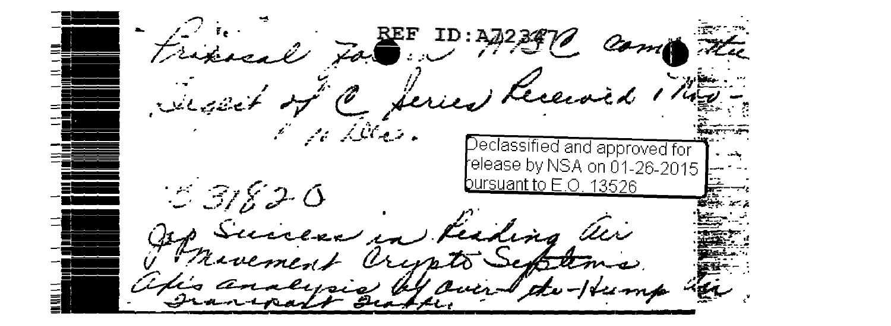REF ID:A72347

Friedman Fo... MSC com... the

Secret of C Series Received Thro-

... files.

Declassified and approved for release by NSA on 01-26-2015 pursuant to E.O. 13526

S 31820

Jap Success in Reading Air Movement Crypto Systems.

Afis analysis of over-the-Hump Air Transport Traffic.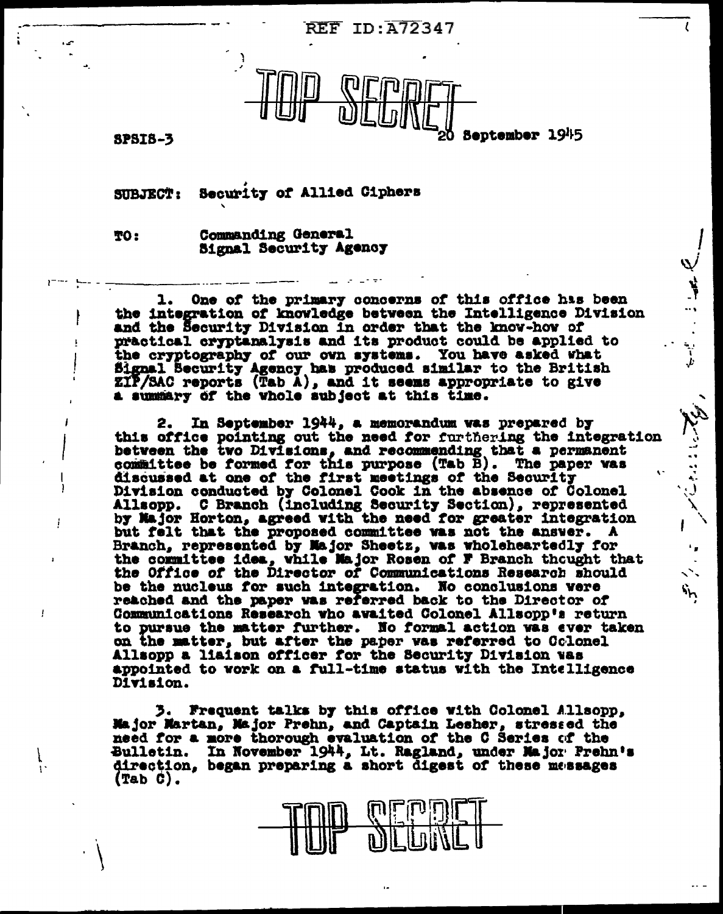REF ID:A72347

TOP SECRET

SPSIS-3

20 September 1945

SUBJECT: Security of Allied Ciphers

TO: Commanding General
Signal Security Agency

1. One of the primary concerns of this office has been the integration of knowledge between the Intelligence Division and the Security Division in order that the know-how of practical cryptanalysis and its product could be applied to the cryptography of our own systems. You have asked what Signal Security Agency has produced similar to the British ZIP/SAC reports (Tab A), and it seems appropriate to give a summary of the whole subject at this time.

2. In September 1944, a memorandum was prepared by this office pointing out the need for furthering the integration between the two Divisions, and recommending that a permanent committee be formed for this purpose (Tab B). The paper was discussed at one of the first meetings of the Security Division conducted by Colonel Cook in the absence of Colonel Allsopp. C Branch (including Security Section), represented by Major Horton, agreed with the need for greater integration but felt that the proposed committee was not the answer. A Branch, represented by Major Sheetz, was wholeheartedly for the committee idea, while Major Rosen of F Branch thought that the Office of the Director of Communications Research should be the nucleus for such integration. No conclusions were reached and the paper was referred back to the Director of Communications Research who awaited Colonel Allsopp's return to pursue the matter further. No formal action was ever taken on the matter, but after the paper was referred to Colonel Allsopp a liaison officer for the Security Division was appointed to work on a full-time status with the Intelligence Division.

3. Frequent talks by this office with Colonel Allsopp, Major Martan, Major Prehn, and Captain Lesher, stressed the need for a more thorough evaluation of the C Series of the Bulletin. In November 1944, Lt. Ragland, under Major Prehn's direction, began preparing a short digest of these messages (Tab C).

TOP SECRET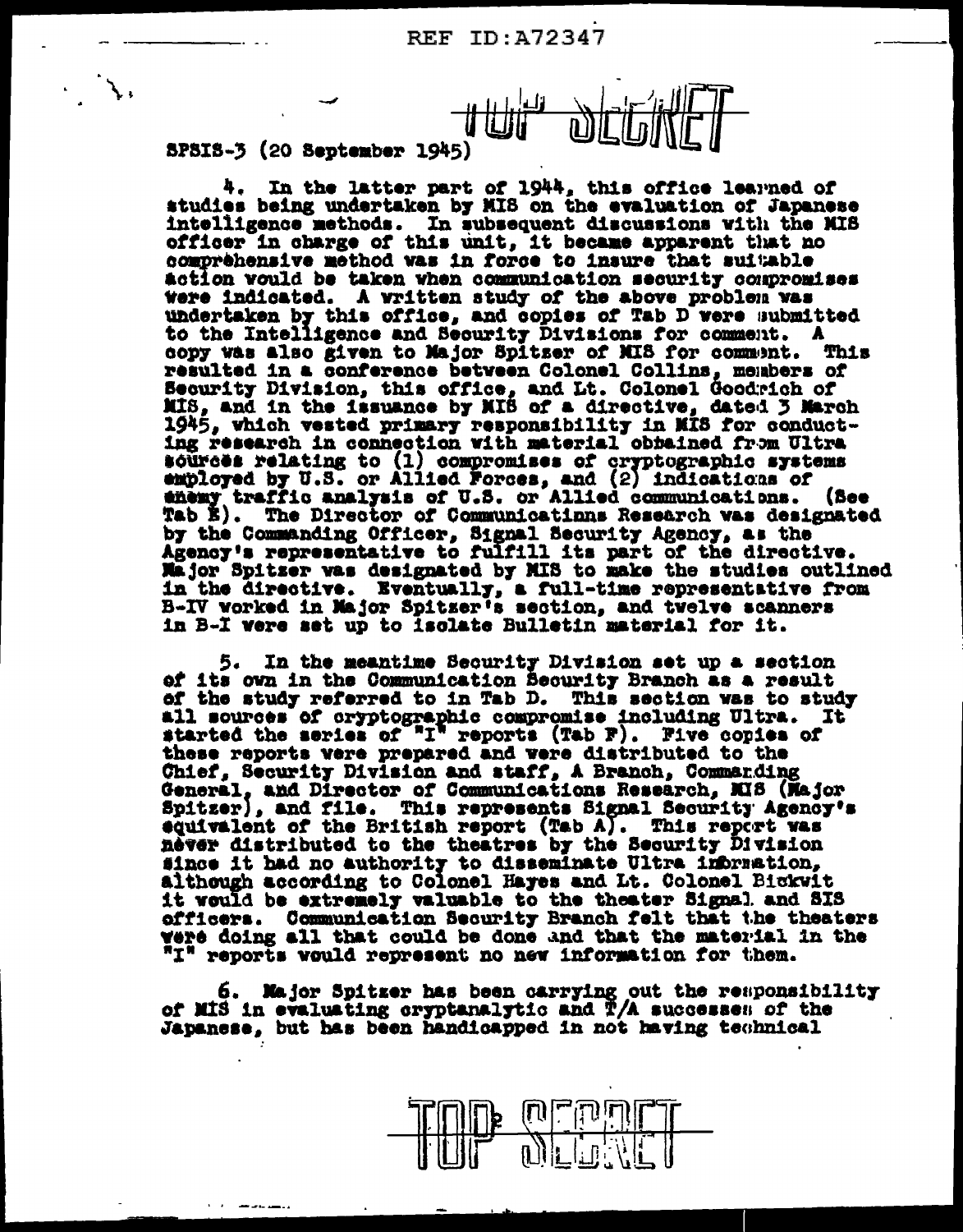REF ID:A72347

TOP SECRET

SPSIS-3 (20 September 1945)

4. In the latter part of 1944, this office learned of studies being undertaken by MIS on the evaluation of Japanese intelligence methods. In subsequent discussions with the MIS officer in charge of this unit, it became apparent that no comprehensive method was in force to insure that suitable action would be taken when communication security compromises were indicated. A written study of the above problem was undertaken by this office, and copies of Tab D were submitted to the Intelligence and Security Divisions for comment. A copy was also given to Major Spitzer of MIS for comment. This resulted in a conference between Colonel Collins, members of Security Division, this office, and Lt. Colonel Goodrich of MIS, and in the issuance by MIS of a directive, dated 3 March 1945, which vested primary responsibility in MIS for conducting research in connection with material obtained from Ultra sources relating to (1) compromises of cryptographic systems employed by U.S. or Allied Forces, and (2) indications of enemy traffic analysis of U.S. or Allied communications. (See Tab E). The Director of Communications Research was designated by the Commanding Officer, Signal Security Agency, as the Agency's representative to fulfill its part of the directive. Major Spitzer was designated by MIS to make the studies outlined in the directive. Eventually, a full-time representative from B-IV worked in Major Spitzer's section, and twelve scanners in B-I were set up to isolate Bulletin material for it.

5. In the meantime Security Division set up a section of its own in the Communication Security Branch as a result of the study referred to in Tab D. This section was to study all sources of cryptographic compromise including Ultra. It started the series of "I" reports (Tab F). Five copies of these reports were prepared and were distributed to the Chief, Security Division and staff, A Branch, Commanding General, and Director of Communications Research, MIS (Major Spitzer), and file. This represents Signal Security Agency's equivalent of the British report (Tab A). This report was never distributed to the theatres by the Security Division since it had no authority to disseminate Ultra information, although according to Colonel Hayes and Lt. Colonel Bickwit it would be extremely valuable to the theater Signal and SIS officers. Communication Security Branch felt that the theaters were doing all that could be done and that the material in the "I" reports would represent no new information for them.

6. Major Spitzer has been carrying out the responsibility of MIS in evaluating cryptanalytic and T/A successes of the Japanese, but has been handicapped in not having technical

TOP SECRET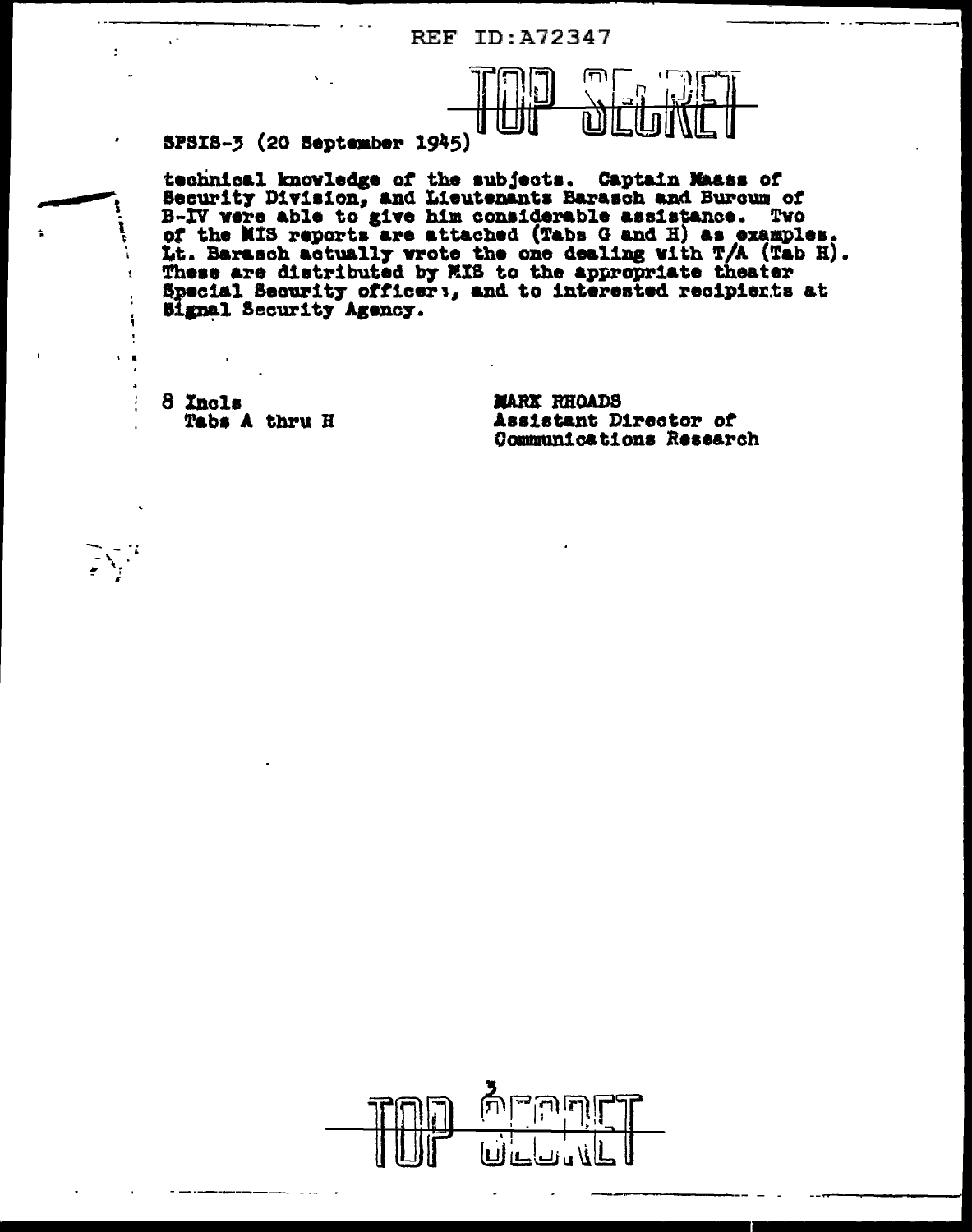SPSIS-3 (20 September 1945)

technical knowledge of the subjects. Captain Maass of Security Division, and Lieutenants Barasch and Burcum of B-IV were able to give him considerable assistance. Two of the MIS reports are attached (Tabs G and H) as examples. Lt. Barasch actually wrote the one dealing with T/A (Tab H). These are distributed by MIS to the appropriate theater Special Security officers, and to interested recipients at Signal Security Agency.

8 Incls
Tabs A thru H

MARK RHOADS
Assistant Director of
Communications Research